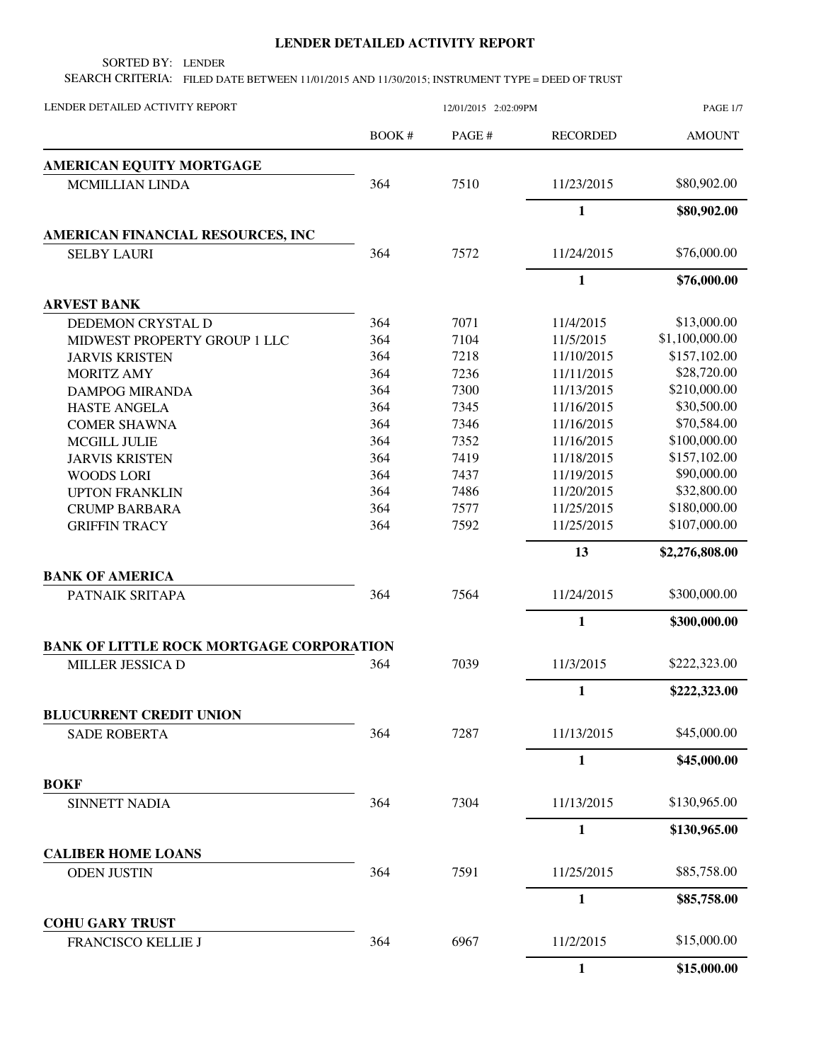# LENDER DETAILED ACTIVITY REPORT

SORTED BY: LENDER

SEARCH CRITERIA: FILED DATE BETWEEN 11/01/2015 AND 11/30/2015; INSTRUMENT TYPE = DEED OF TRUST

LENDER DETAILED ACTIVITY REPORT 12/01/2015 2:02:09PM

| | BOOK # | PAGE # | RECORDED | AMOUNT |
|---|---|---|---|---|
| **AMERICAN EQUITY MORTGAGE** | | | | |
| MCMILLIAN LINDA | 364 | 7510 | 11/23/2015 | $80,902.00 |
| | | | **1** | **$80,902.00** |
| **AMERICAN FINANCIAL RESOURCES, INC** | | | | |
| SELBY LAURI | 364 | 7572 | 11/24/2015 | $76,000.00 |
| | | | **1** | **$76,000.00** |
| **ARVEST BANK** | | | | |
| DEDEMON CRYSTAL D | 364 | 7071 | 11/4/2015 | $13,000.00 |
| MIDWEST PROPERTY GROUP 1 LLC | 364 | 7104 | 11/5/2015 | $1,100,000.00 |
| JARVIS KRISTEN | 364 | 7218 | 11/10/2015 | $157,102.00 |
| MORITZ AMY | 364 | 7236 | 11/11/2015 | $28,720.00 |
| DAMPOG MIRANDA | 364 | 7300 | 11/13/2015 | $210,000.00 |
| HASTE ANGELA | 364 | 7345 | 11/16/2015 | $30,500.00 |
| COMER SHAWNA | 364 | 7346 | 11/16/2015 | $70,584.00 |
| MCGILL JULIE | 364 | 7352 | 11/16/2015 | $100,000.00 |
| JARVIS KRISTEN | 364 | 7419 | 11/18/2015 | $157,102.00 |
| WOODS LORI | 364 | 7437 | 11/19/2015 | $90,000.00 |
| UPTON FRANKLIN | 364 | 7486 | 11/20/2015 | $32,800.00 |
| CRUMP BARBARA | 364 | 7577 | 11/25/2015 | $180,000.00 |
| GRIFFIN TRACY | 364 | 7592 | 11/25/2015 | $107,000.00 |
| | | | **13** | **$2,276,808.00** |
| **BANK OF AMERICA** | | | | |
| PATNAIK SRITAPA | 364 | 7564 | 11/24/2015 | $300,000.00 |
| | | | **1** | **$300,000.00** |
| **BANK OF LITTLE ROCK MORTGAGE CORPORATION** | | | | |
| MILLER JESSICA D | 364 | 7039 | 11/3/2015 | $222,323.00 |
| | | | **1** | **$222,323.00** |
| **BLUCURRENT CREDIT UNION** | | | | |
| SADE ROBERTA | 364 | 7287 | 11/13/2015 | $45,000.00 |
| | | | **1** | **$45,000.00** |
| **BOKF** | | | | |
| SINNETT NADIA | 364 | 7304 | 11/13/2015 | $130,965.00 |
| | | | **1** | **$130,965.00** |
| **CALIBER HOME LOANS** | | | | |
| ODEN JUSTIN | 364 | 7591 | 11/25/2015 | $85,758.00 |
| | | | **1** | **$85,758.00** |
| **COHU GARY TRUST** | | | | |
| FRANCISCO KELLIE J | 364 | 6967 | 11/2/2015 | $15,000.00 |
| | | | **1** | **$15,000.00** |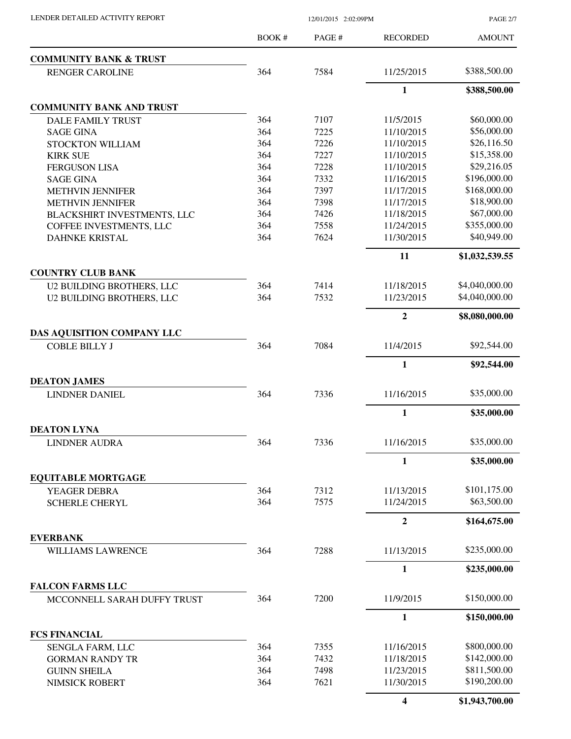| | BOOK # | PAGE # | RECORDED | AMOUNT |
|---|---|---|---|---|
| **COMMUNITY BANK & TRUST** | | | | |
| RENGER CAROLINE | 364 | 7584 | 11/25/2015 | $388,500.00 |
| | | | **1** | **$388,500.00** |
| **COMMUNITY BANK AND TRUST** | | | | |
| DALE FAMILY TRUST | 364 | 7107 | 11/5/2015 | $60,000.00 |
| SAGE GINA | 364 | 7225 | 11/10/2015 | $56,000.00 |
| STOCKTON WILLIAM | 364 | 7226 | 11/10/2015 | $26,116.50 |
| KIRK SUE | 364 | 7227 | 11/10/2015 | $15,358.00 |
| FERGUSON LISA | 364 | 7228 | 11/10/2015 | $29,216.05 |
| SAGE GINA | 364 | 7332 | 11/16/2015 | $196,000.00 |
| METHVIN JENNIFER | 364 | 7397 | 11/17/2015 | $168,000.00 |
| METHVIN JENNIFER | 364 | 7398 | 11/17/2015 | $18,900.00 |
| BLACKSHIRT INVESTMENTS, LLC | 364 | 7426 | 11/18/2015 | $67,000.00 |
| COFFEE INVESTMENTS, LLC | 364 | 7558 | 11/24/2015 | $355,000.00 |
| DAHNKE KRISTAL | 364 | 7624 | 11/30/2015 | $40,949.00 |
| | | | **11** | **$1,032,539.55** |
| **COUNTRY CLUB BANK** | | | | |
| U2 BUILDING BROTHERS, LLC | 364 | 7414 | 11/18/2015 | $4,040,000.00 |
| U2 BUILDING BROTHERS, LLC | 364 | 7532 | 11/23/2015 | $4,040,000.00 |
| | | | **2** | **$8,080,000.00** |
| **DAS AQUISITION COMPANY LLC** | | | | |
| COBLE BILLY J | 364 | 7084 | 11/4/2015 | $92,544.00 |
| | | | **1** | **$92,544.00** |
| **DEATON JAMES** | | | | |
| LINDNER DANIEL | 364 | 7336 | 11/16/2015 | $35,000.00 |
| | | | **1** | **$35,000.00** |
| **DEATON LYNA** | | | | |
| LINDNER AUDRA | 364 | 7336 | 11/16/2015 | $35,000.00 |
| | | | **1** | **$35,000.00** |
| **EQUITABLE MORTGAGE** | | | | |
| YEAGER DEBRA | 364 | 7312 | 11/13/2015 | $101,175.00 |
| SCHERLE CHERYL | 364 | 7575 | 11/24/2015 | $63,500.00 |
| | | | **2** | **$164,675.00** |
| **EVERBANK** | | | | |
| WILLIAMS LAWRENCE | 364 | 7288 | 11/13/2015 | $235,000.00 |
| | | | **1** | **$235,000.00** |
| **FALCON FARMS LLC** | | | | |
| MCCONNELL SARAH DUFFY TRUST | 364 | 7200 | 11/9/2015 | $150,000.00 |
| | | | **1** | **$150,000.00** |
| **FCS FINANCIAL** | | | | |
| SENGLA FARM, LLC | 364 | 7355 | 11/16/2015 | $800,000.00 |
| GORMAN RANDY TR | 364 | 7432 | 11/18/2015 | $142,000.00 |
| GUINN SHEILA | 364 | 7498 | 11/23/2015 | $811,500.00 |
| NIMSICK ROBERT | 364 | 7621 | 11/30/2015 | $190,200.00 |
| | | | **4** | **$1,943,700.00** |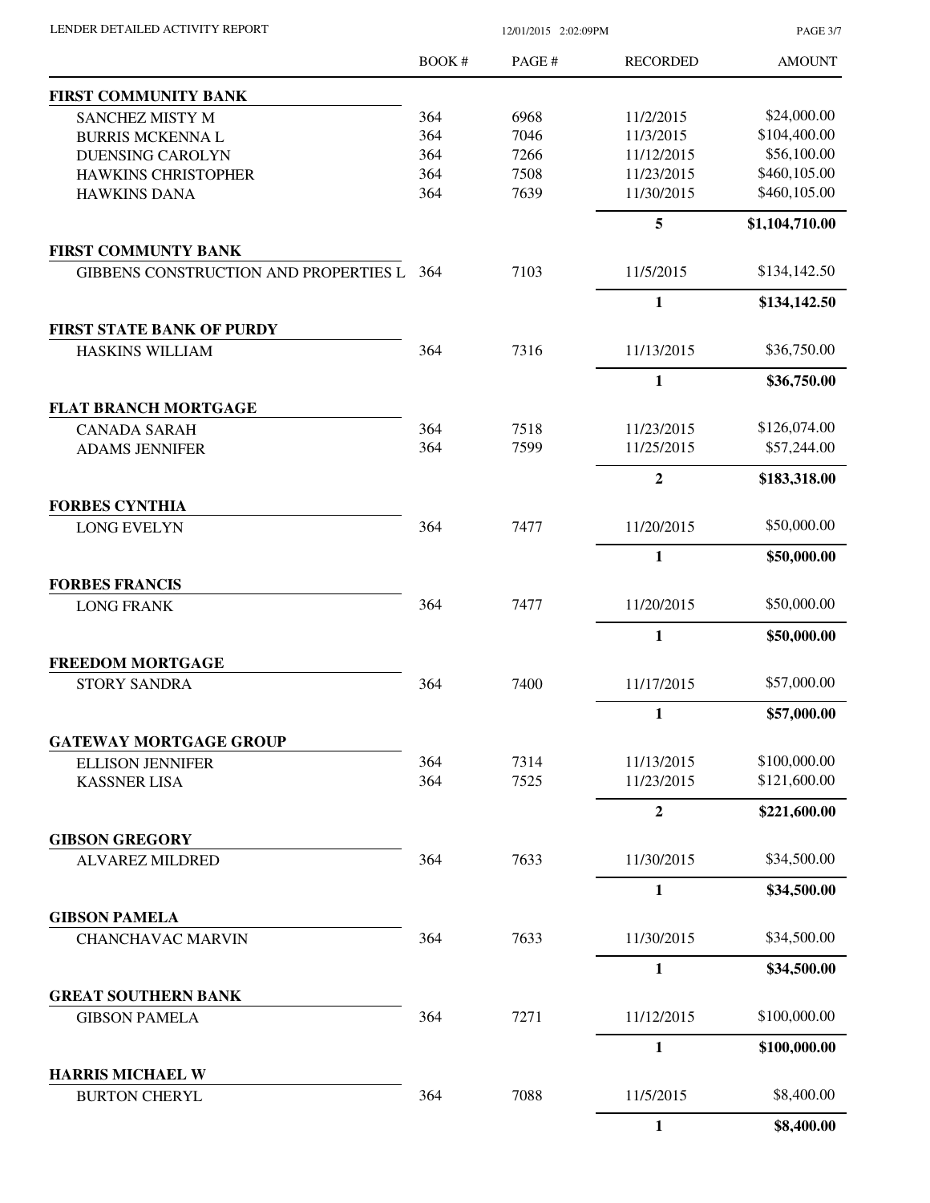| | BOOK # | PAGE # | RECORDED | AMOUNT |
|---|---|---|---|---|
| **FIRST COMMUNITY BANK** | | | | |
| SANCHEZ MISTY M | 364 | 6968 | 11/2/2015 | $24,000.00 |
| BURRIS MCKENNA L | 364 | 7046 | 11/3/2015 | $104,400.00 |
| DUENSING CAROLYN | 364 | 7266 | 11/12/2015 | $56,100.00 |
| HAWKINS CHRISTOPHER | 364 | 7508 | 11/23/2015 | $460,105.00 |
| HAWKINS DANA | 364 | 7639 | 11/30/2015 | $460,105.00 |
| | | | **5** | **$1,104,710.00** |
| **FIRST COMMUNTY BANK** | | | | |
| GIBBENS CONSTRUCTION AND PROPERTIES L | 364 | 7103 | 11/5/2015 | $134,142.50 |
| | | | **1** | **$134,142.50** |
| **FIRST STATE BANK OF PURDY** | | | | |
| HASKINS WILLIAM | 364 | 7316 | 11/13/2015 | $36,750.00 |
| | | | **1** | **$36,750.00** |
| **FLAT BRANCH MORTGAGE** | | | | |
| CANADA SARAH | 364 | 7518 | 11/23/2015 | $126,074.00 |
| ADAMS JENNIFER | 364 | 7599 | 11/25/2015 | $57,244.00 |
| | | | **2** | **$183,318.00** |
| **FORBES CYNTHIA** | | | | |
| LONG EVELYN | 364 | 7477 | 11/20/2015 | $50,000.00 |
| | | | **1** | **$50,000.00** |
| **FORBES FRANCIS** | | | | |
| LONG FRANK | 364 | 7477 | 11/20/2015 | $50,000.00 |
| | | | **1** | **$50,000.00** |
| **FREEDOM MORTGAGE** | | | | |
| STORY SANDRA | 364 | 7400 | 11/17/2015 | $57,000.00 |
| | | | **1** | **$57,000.00** |
| **GATEWAY MORTGAGE GROUP** | | | | |
| ELLISON JENNIFER | 364 | 7314 | 11/13/2015 | $100,000.00 |
| KASSNER LISA | 364 | 7525 | 11/23/2015 | $121,600.00 |
| | | | **2** | **$221,600.00** |
| **GIBSON GREGORY** | | | | |
| ALVAREZ MILDRED | 364 | 7633 | 11/30/2015 | $34,500.00 |
| | | | **1** | **$34,500.00** |
| **GIBSON PAMELA** | | | | |
| CHANCHAVAC MARVIN | 364 | 7633 | 11/30/2015 | $34,500.00 |
| | | | **1** | **$34,500.00** |
| **GREAT SOUTHERN BANK** | | | | |
| GIBSON PAMELA | 364 | 7271 | 11/12/2015 | $100,000.00 |
| | | | **1** | **$100,000.00** |
| **HARRIS MICHAEL W** | | | | |
| BURTON CHERYL | 364 | 7088 | 11/5/2015 | $8,400.00 |
| | | | **1** | **$8,400.00** |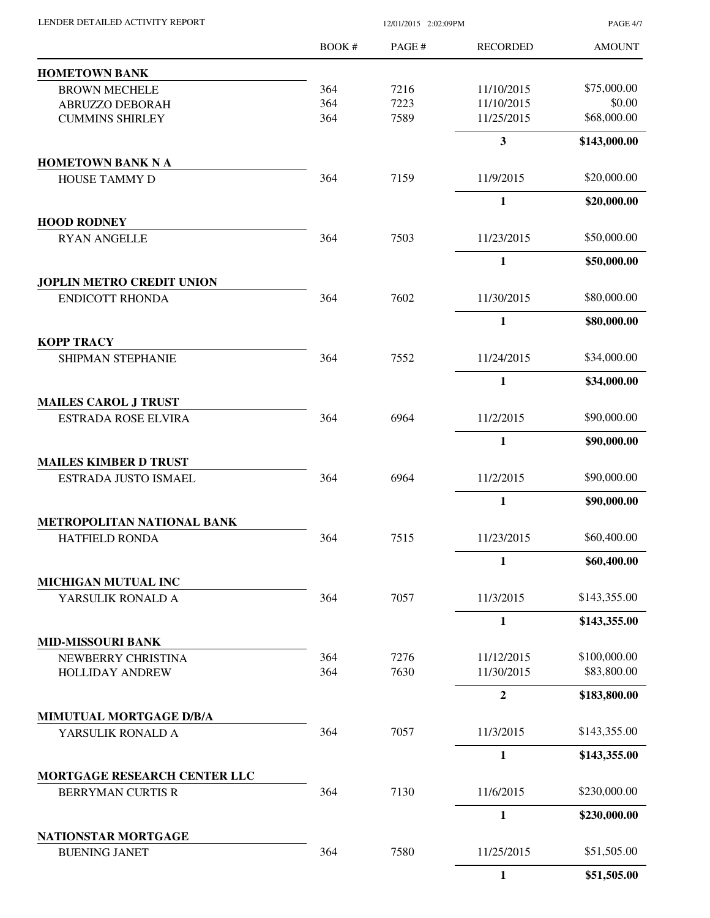| | BOOK # | PAGE # | RECORDED | AMOUNT |
|---|---|---|---|---|
| **HOMETOWN BANK** | | | | |
| BROWN MECHELE | 364 | 7216 | 11/10/2015 | $75,000.00 |
| ABRUZZO DEBORAH | 364 | 7223 | 11/10/2015 | $0.00 |
| CUMMINS SHIRLEY | 364 | 7589 | 11/25/2015 | $68,000.00 |
| | | | **3** | **$143,000.00** |
| **HOMETOWN BANK N A** | | | | |
| HOUSE TAMMY D | 364 | 7159 | 11/9/2015 | $20,000.00 |
| | | | **1** | **$20,000.00** |
| **HOOD RODNEY** | | | | |
| RYAN ANGELLE | 364 | 7503 | 11/23/2015 | $50,000.00 |
| | | | **1** | **$50,000.00** |
| **JOPLIN METRO CREDIT UNION** | | | | |
| ENDICOTT RHONDA | 364 | 7602 | 11/30/2015 | $80,000.00 |
| | | | **1** | **$80,000.00** |
| **KOPP TRACY** | | | | |
| SHIPMAN STEPHANIE | 364 | 7552 | 11/24/2015 | $34,000.00 |
| | | | **1** | **$34,000.00** |
| **MAILES CAROL J TRUST** | | | | |
| ESTRADA ROSE ELVIRA | 364 | 6964 | 11/2/2015 | $90,000.00 |
| | | | **1** | **$90,000.00** |
| **MAILES KIMBER D TRUST** | | | | |
| ESTRADA JUSTO ISMAEL | 364 | 6964 | 11/2/2015 | $90,000.00 |
| | | | **1** | **$90,000.00** |
| **METROPOLITAN NATIONAL BANK** | | | | |
| HATFIELD RONDA | 364 | 7515 | 11/23/2015 | $60,400.00 |
| | | | **1** | **$60,400.00** |
| **MICHIGAN MUTUAL INC** | | | | |
| YARSULIK RONALD A | 364 | 7057 | 11/3/2015 | $143,355.00 |
| | | | **1** | **$143,355.00** |
| **MID-MISSOURI BANK** | | | | |
| NEWBERRY CHRISTINA | 364 | 7276 | 11/12/2015 | $100,000.00 |
| HOLLIDAY ANDREW | 364 | 7630 | 11/30/2015 | $83,800.00 |
| | | | **2** | **$183,800.00** |
| **MIMUTUAL MORTGAGE D/B/A** | | | | |
| YARSULIK RONALD A | 364 | 7057 | 11/3/2015 | $143,355.00 |
| | | | **1** | **$143,355.00** |
| **MORTGAGE RESEARCH CENTER LLC** | | | | |
| BERRYMAN CURTIS R | 364 | 7130 | 11/6/2015 | $230,000.00 |
| | | | **1** | **$230,000.00** |
| **NATIONSTAR MORTGAGE** | | | | |
| BUENING JANET | 364 | 7580 | 11/25/2015 | $51,505.00 |
| | | | **1** | **$51,505.00** |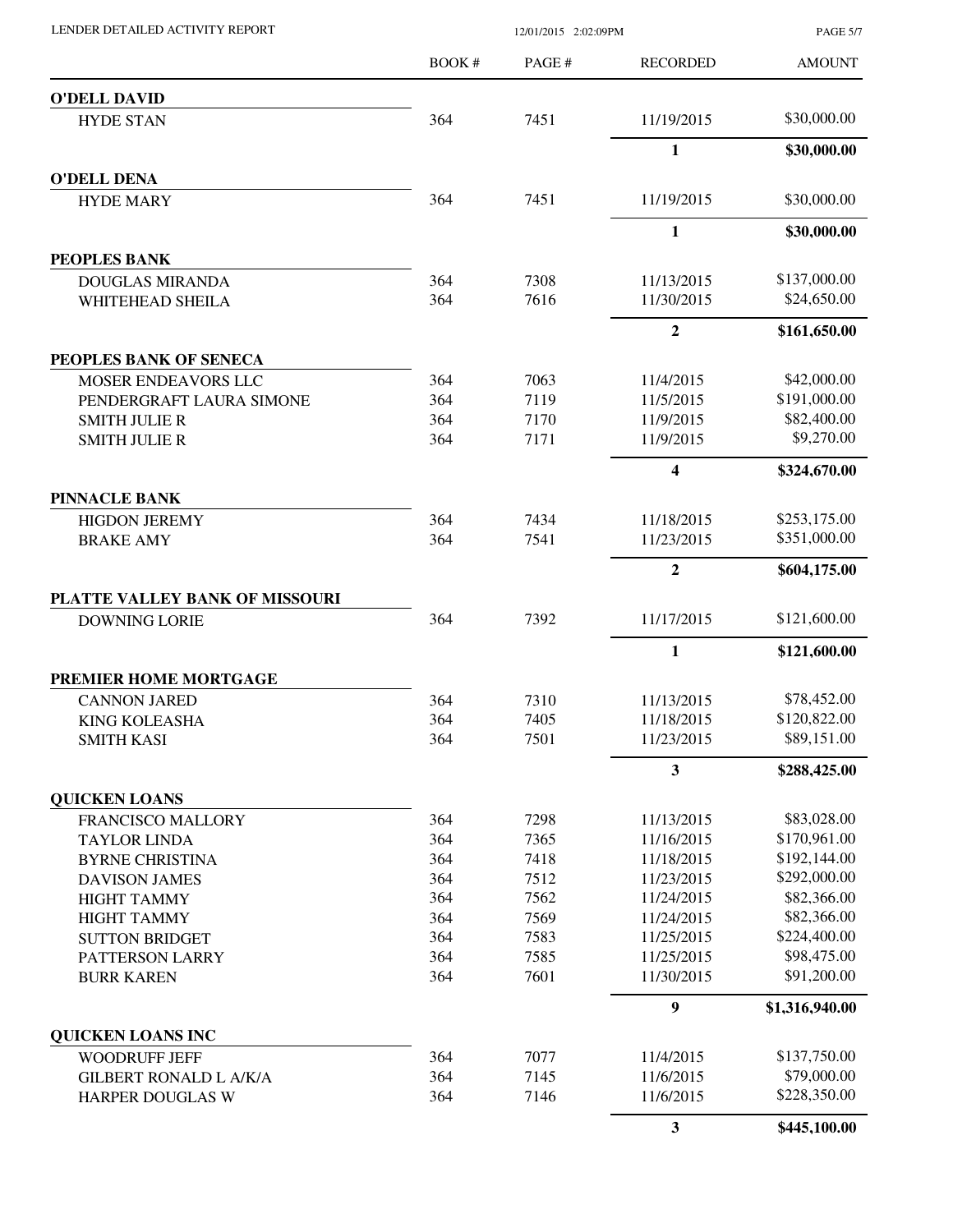| | BOOK # | PAGE # | RECORDED | AMOUNT |
|---|---|---|---|---|
| **O'DELL DAVID** | | | | |
| HYDE STAN | 364 | 7451 | 11/19/2015 | $30,000.00 |
| | | | **1** | **$30,000.00** |
| **O'DELL DENA** | | | | |
| HYDE MARY | 364 | 7451 | 11/19/2015 | $30,000.00 |
| | | | **1** | **$30,000.00** |
| **PEOPLES BANK** | | | | |
| DOUGLAS MIRANDA | 364 | 7308 | 11/13/2015 | $137,000.00 |
| WHITEHEAD SHEILA | 364 | 7616 | 11/30/2015 | $24,650.00 |
| | | | **2** | **$161,650.00** |
| **PEOPLES BANK OF SENECA** | | | | |
| MOSER ENDEAVORS LLC | 364 | 7063 | 11/4/2015 | $42,000.00 |
| PENDERGRAFT LAURA SIMONE | 364 | 7119 | 11/5/2015 | $191,000.00 |
| SMITH JULIE R | 364 | 7170 | 11/9/2015 | $82,400.00 |
| SMITH JULIE R | 364 | 7171 | 11/9/2015 | $9,270.00 |
| | | | **4** | **$324,670.00** |
| **PINNACLE BANK** | | | | |
| HIGDON JEREMY | 364 | 7434 | 11/18/2015 | $253,175.00 |
| BRAKE AMY | 364 | 7541 | 11/23/2015 | $351,000.00 |
| | | | **2** | **$604,175.00** |
| **PLATTE VALLEY BANK OF MISSOURI** | | | | |
| DOWNING LORIE | 364 | 7392 | 11/17/2015 | $121,600.00 |
| | | | **1** | **$121,600.00** |
| **PREMIER HOME MORTGAGE** | | | | |
| CANNON JARED | 364 | 7310 | 11/13/2015 | $78,452.00 |
| KING KOLEASHA | 364 | 7405 | 11/18/2015 | $120,822.00 |
| SMITH KASI | 364 | 7501 | 11/23/2015 | $89,151.00 |
| | | | **3** | **$288,425.00** |
| **QUICKEN LOANS** | | | | |
| FRANCISCO MALLORY | 364 | 7298 | 11/13/2015 | $83,028.00 |
| TAYLOR LINDA | 364 | 7365 | 11/16/2015 | $170,961.00 |
| BYRNE CHRISTINA | 364 | 7418 | 11/18/2015 | $192,144.00 |
| DAVISON JAMES | 364 | 7512 | 11/23/2015 | $292,000.00 |
| HIGHT TAMMY | 364 | 7562 | 11/24/2015 | $82,366.00 |
| HIGHT TAMMY | 364 | 7569 | 11/24/2015 | $82,366.00 |
| SUTTON BRIDGET | 364 | 7583 | 11/25/2015 | $224,400.00 |
| PATTERSON LARRY | 364 | 7585 | 11/25/2015 | $98,475.00 |
| BURR KAREN | 364 | 7601 | 11/30/2015 | $91,200.00 |
| | | | **9** | **$1,316,940.00** |
| **QUICKEN LOANS INC** | | | | |
| WOODRUFF JEFF | 364 | 7077 | 11/4/2015 | $137,750.00 |
| GILBERT RONALD L A/K/A | 364 | 7145 | 11/6/2015 | $79,000.00 |
| HARPER DOUGLAS W | 364 | 7146 | 11/6/2015 | $228,350.00 |
| | | | **3** | **$445,100.00** |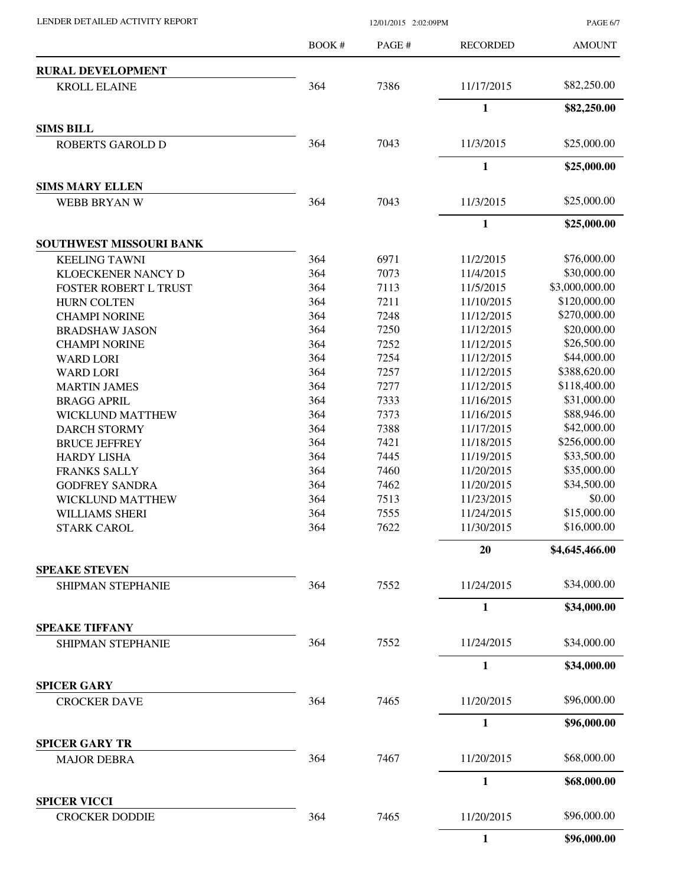| | BOOK # | PAGE # | RECORDED | AMOUNT |
|---|---|---|---|---|
| **RURAL DEVELOPMENT** | | | | |
| KROLL ELAINE | 364 | 7386 | 11/17/2015 | $82,250.00 |
| | | | **1** | **$82,250.00** |
| **SIMS BILL** | | | | |
| ROBERTS GAROLD D | 364 | 7043 | 11/3/2015 | $25,000.00 |
| | | | **1** | **$25,000.00** |
| **SIMS MARY ELLEN** | | | | |
| WEBB BRYAN W | 364 | 7043 | 11/3/2015 | $25,000.00 |
| | | | **1** | **$25,000.00** |
| **SOUTHWEST MISSOURI BANK** | | | | |
| KEELING TAWNI | 364 | 6971 | 11/2/2015 | $76,000.00 |
| KLOECKENER NANCY D | 364 | 7073 | 11/4/2015 | $30,000.00 |
| FOSTER ROBERT L TRUST | 364 | 7113 | 11/5/2015 | $3,000,000.00 |
| HURN COLTEN | 364 | 7211 | 11/10/2015 | $120,000.00 |
| CHAMPI NORINE | 364 | 7248 | 11/12/2015 | $270,000.00 |
| BRADSHAW JASON | 364 | 7250 | 11/12/2015 | $20,000.00 |
| CHAMPI NORINE | 364 | 7252 | 11/12/2015 | $26,500.00 |
| WARD LORI | 364 | 7254 | 11/12/2015 | $44,000.00 |
| WARD LORI | 364 | 7257 | 11/12/2015 | $388,620.00 |
| MARTIN JAMES | 364 | 7277 | 11/12/2015 | $118,400.00 |
| BRAGG APRIL | 364 | 7333 | 11/16/2015 | $31,000.00 |
| WICKLUND MATTHEW | 364 | 7373 | 11/16/2015 | $88,946.00 |
| DARCH STORMY | 364 | 7388 | 11/17/2015 | $42,000.00 |
| BRUCE JEFFREY | 364 | 7421 | 11/18/2015 | $256,000.00 |
| HARDY LISHA | 364 | 7445 | 11/19/2015 | $33,500.00 |
| FRANKS SALLY | 364 | 7460 | 11/20/2015 | $35,000.00 |
| GODFREY SANDRA | 364 | 7462 | 11/20/2015 | $34,500.00 |
| WICKLUND MATTHEW | 364 | 7513 | 11/23/2015 | $0.00 |
| WILLIAMS SHERI | 364 | 7555 | 11/24/2015 | $15,000.00 |
| STARK CAROL | 364 | 7622 | 11/30/2015 | $16,000.00 |
| | | | **20** | **$4,645,466.00** |
| **SPEAKE STEVEN** | | | | |
| SHIPMAN STEPHANIE | 364 | 7552 | 11/24/2015 | $34,000.00 |
| | | | **1** | **$34,000.00** |
| **SPEAKE TIFFANY** | | | | |
| SHIPMAN STEPHANIE | 364 | 7552 | 11/24/2015 | $34,000.00 |
| | | | **1** | **$34,000.00** |
| **SPICER GARY** | | | | |
| CROCKER DAVE | 364 | 7465 | 11/20/2015 | $96,000.00 |
| | | | **1** | **$96,000.00** |
| **SPICER GARY TR** | | | | |
| MAJOR DEBRA | 364 | 7467 | 11/20/2015 | $68,000.00 |
| | | | **1** | **$68,000.00** |
| **SPICER VICCI** | | | | |
| CROCKER DODDIE | 364 | 7465 | 11/20/2015 | $96,000.00 |
| | | | **1** | **$96,000.00** |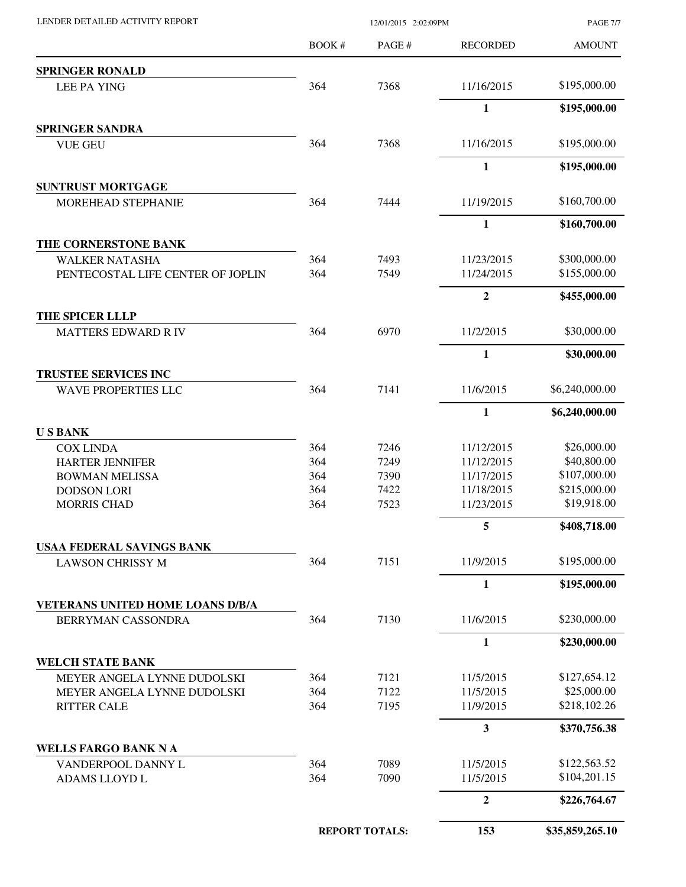| | BOOK # | PAGE # | RECORDED | AMOUNT |
|---|---|---|---|---|
| **SPRINGER RONALD** | | | | |
| LEE PA YING | 364 | 7368 | 11/16/2015 | $195,000.00 |
| | | | **1** | **$195,000.00** |
| **SPRINGER SANDRA** | | | | |
| VUE GEU | 364 | 7368 | 11/16/2015 | $195,000.00 |
| | | | **1** | **$195,000.00** |
| **SUNTRUST MORTGAGE** | | | | |
| MOREHEAD STEPHANIE | 364 | 7444 | 11/19/2015 | $160,700.00 |
| | | | **1** | **$160,700.00** |
| **THE CORNERSTONE BANK** | | | | |
| WALKER NATASHA | 364 | 7493 | 11/23/2015 | $300,000.00 |
| PENTECOSTAL LIFE CENTER OF JOPLIN | 364 | 7549 | 11/24/2015 | $155,000.00 |
| | | | **2** | **$455,000.00** |
| **THE SPICER LLLP** | | | | |
| MATTERS EDWARD R IV | 364 | 6970 | 11/2/2015 | $30,000.00 |
| | | | **1** | **$30,000.00** |
| **TRUSTEE SERVICES INC** | | | | |
| WAVE PROPERTIES LLC | 364 | 7141 | 11/6/2015 | $6,240,000.00 |
| | | | **1** | **$6,240,000.00** |
| **U S BANK** | | | | |
| COX LINDA | 364 | 7246 | 11/12/2015 | $26,000.00 |
| HARTER JENNIFER | 364 | 7249 | 11/12/2015 | $40,800.00 |
| BOWMAN MELISSA | 364 | 7390 | 11/17/2015 | $107,000.00 |
| DODSON LORI | 364 | 7422 | 11/18/2015 | $215,000.00 |
| MORRIS CHAD | 364 | 7523 | 11/23/2015 | $19,918.00 |
| | | | **5** | **$408,718.00** |
| **USAA FEDERAL SAVINGS BANK** | | | | |
| LAWSON CHRISSY M | 364 | 7151 | 11/9/2015 | $195,000.00 |
| | | | **1** | **$195,000.00** |
| **VETERANS UNITED HOME LOANS D/B/A** | | | | |
| BERRYMAN CASSONDRA | 364 | 7130 | 11/6/2015 | $230,000.00 |
| | | | **1** | **$230,000.00** |
| **WELCH STATE BANK** | | | | |
| MEYER ANGELA LYNNE DUDOLSKI | 364 | 7121 | 11/5/2015 | $127,654.12 |
| MEYER ANGELA LYNNE DUDOLSKI | 364 | 7122 | 11/5/2015 | $25,000.00 |
| RITTER CALE | 364 | 7195 | 11/9/2015 | $218,102.26 |
| | | | **3** | **$370,756.38** |
| **WELLS FARGO BANK N A** | | | | |
| VANDERPOOL DANNY L | 364 | 7089 | 11/5/2015 | $122,563.52 |
| ADAMS LLOYD L | 364 | 7090 | 11/5/2015 | $104,201.15 |
| | | | **2** | **$226,764.67** |
| | **REPORT TOTALS:** | | **153** | **$35,859,265.10** |